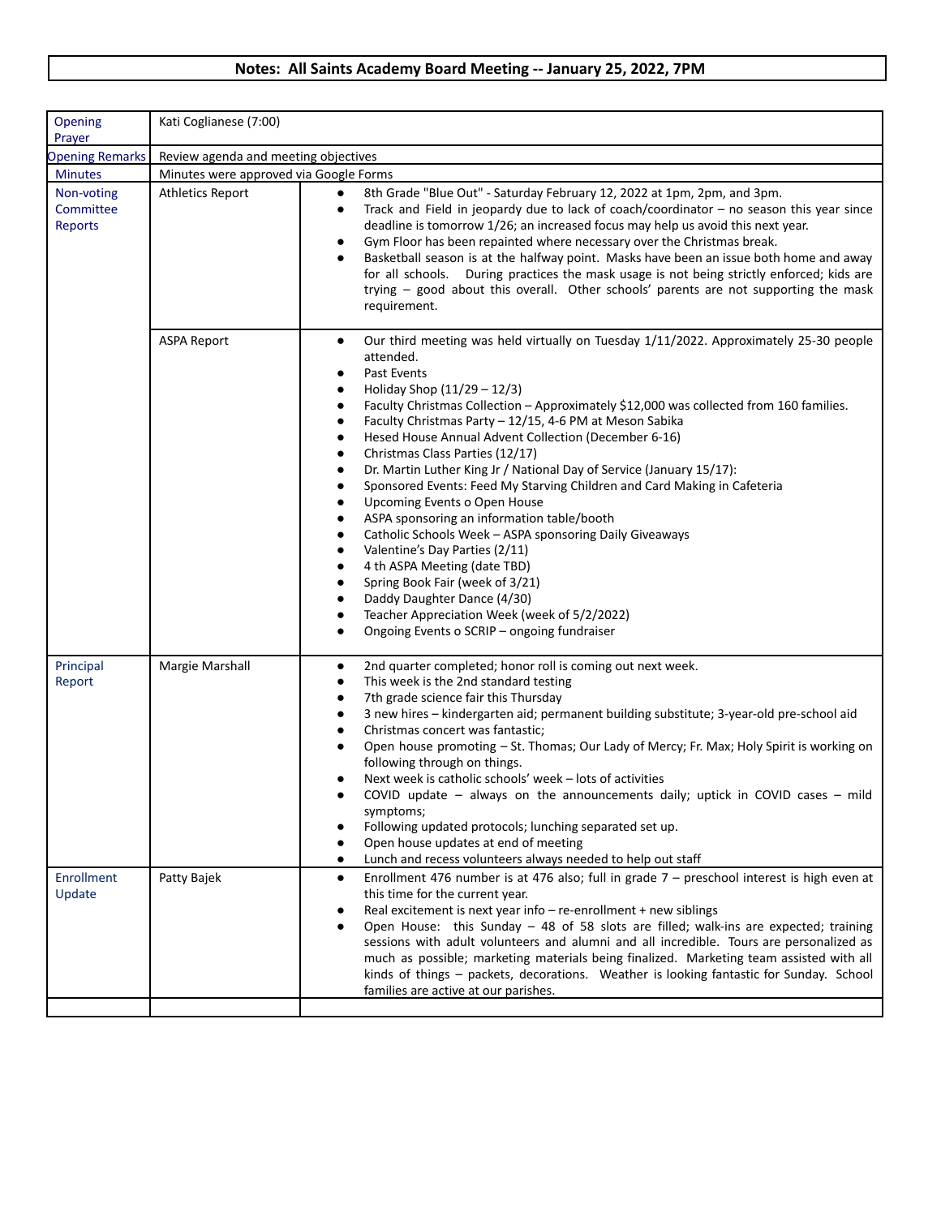# Notes: All Saints Academy Board Meeting -- January 25, 2022, 7PM

| | | |
|---|---|---|
| Opening Prayer | Kati Coglianese (7:00) | |
| Opening Remarks | Review agenda and meeting objectives | |
| Minutes | Minutes were approved via Google Forms | |
| Non-voting Committee Reports | Athletics Report | • 8th Grade "Blue Out" - Saturday February 12, 2022 at 1pm, 2pm, and 3pm.<br>• Track and Field in jeopardy due to lack of coach/coordinator – no season this year since deadline is tomorrow 1/26; an increased focus may help us avoid this next year.<br>• Gym Floor has been repainted where necessary over the Christmas break.<br>• Basketball season is at the halfway point. Masks have been an issue both home and away for all schools. During practices the mask usage is not being strictly enforced; kids are trying – good about this overall. Other schools' parents are not supporting the mask requirement. |
| | ASPA Report | • Our third meeting was held virtually on Tuesday 1/11/2022. Approximately 25-30 people attended.<br>• Past Events<br>• Holiday Shop (11/29 – 12/3)<br>• Faculty Christmas Collection – Approximately $12,000 was collected from 160 families.<br>• Faculty Christmas Party – 12/15, 4-6 PM at Meson Sabika<br>• Hesed House Annual Advent Collection (December 6-16)<br>• Christmas Class Parties (12/17)<br>• Dr. Martin Luther King Jr / National Day of Service (January 15/17):<br>• Sponsored Events: Feed My Starving Children and Card Making in Cafeteria<br>• Upcoming Events o Open House<br>• ASPA sponsoring an information table/booth<br>• Catholic Schools Week – ASPA sponsoring Daily Giveaways<br>• Valentine's Day Parties (2/11)<br>• 4 th ASPA Meeting (date TBD)<br>• Spring Book Fair (week of 3/21)<br>• Daddy Daughter Dance (4/30)<br>• Teacher Appreciation Week (week of 5/2/2022)<br>• Ongoing Events o SCRIP – ongoing fundraiser |
| Principal Report | Margie Marshall | • 2nd quarter completed; honor roll is coming out next week.<br>• This week is the 2nd standard testing<br>• 7th grade science fair this Thursday<br>• 3 new hires – kindergarten aid; permanent building substitute; 3-year-old pre-school aid<br>• Christmas concert was fantastic;<br>• Open house promoting – St. Thomas; Our Lady of Mercy; Fr. Max; Holy Spirit is working on following through on things.<br>• Next week is catholic schools' week – lots of activities<br>• COVID update – always on the announcements daily; uptick in COVID cases – mild symptoms;<br>• Following updated protocols; lunching separated set up.<br>• Open house updates at end of meeting<br>• Lunch and recess volunteers always needed to help out staff |
| Enrollment Update | Patty Bajek | • Enrollment 476 number is at 476 also; full in grade 7 – preschool interest is high even at this time for the current year.<br>• Real excitement is next year info – re-enrollment + new siblings<br>• Open House: this Sunday – 48 of 58 slots are filled; walk-ins are expected; training sessions with adult volunteers and alumni and all incredible. Tours are personalized as much as possible; marketing materials being finalized. Marketing team assisted with all kinds of things – packets, decorations. Weather is looking fantastic for Sunday. School families are active at our parishes. |
| | | |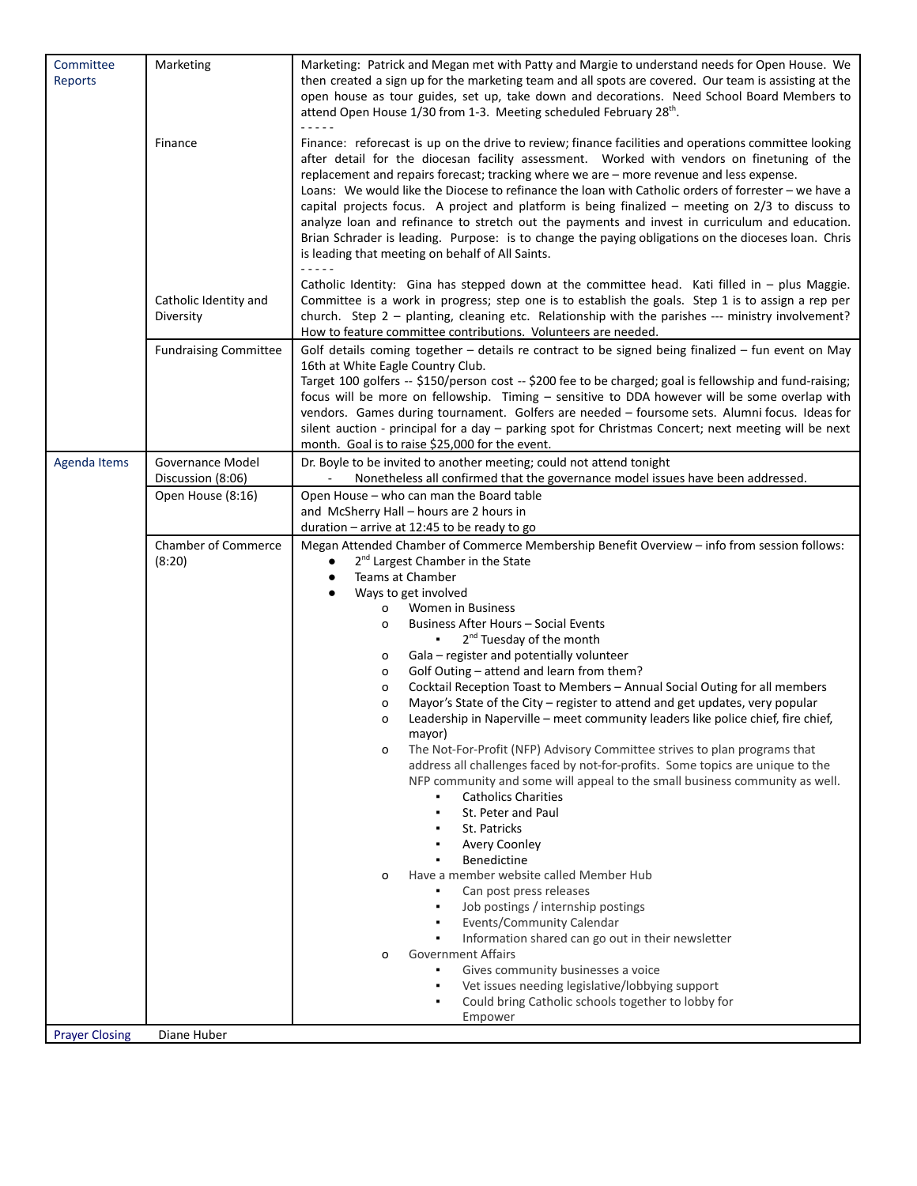| | | |
|---|---|---|
| Committee Reports | Marketing | Marketing: Patrick and Megan met with Patty and Margie to understand needs for Open House. We then created a sign up for the marketing team and all spots are covered. Our team is assisting at the open house as tour guides, set up, take down and decorations. Need School Board Members to attend Open House 1/30 from 1-3. Meeting scheduled February 28th. <br> - - - - - |
| | Finance | Finance: reforecast is up on the drive to review; finance facilities and operations committee looking after detail for the diocesan facility assessment. Worked with vendors on finetuning of the replacement and repairs forecast; tracking where we are – more revenue and less expense. <br> Loans: We would like the Diocese to refinance the loan with Catholic orders of forrester – we have a capital projects focus. A project and platform is being finalized – meeting on 2/3 to discuss to analyze loan and refinance to stretch out the payments and invest in curriculum and education. Brian Schrader is leading. Purpose: is to change the paying obligations on the dioceses loan. Chris is leading that meeting on behalf of All Saints. <br> - - - - - |
| | Catholic Identity and Diversity | Catholic Identity: Gina has stepped down at the committee head. Kati filled in – plus Maggie. Committee is a work in progress; step one is to establish the goals. Step 1 is to assign a rep per church. Step 2 – planting, cleaning etc. Relationship with the parishes --- ministry involvement? How to feature committee contributions. Volunteers are needed. |
| | Fundraising Committee | Golf details coming together – details re contract to be signed being finalized – fun event on May 16th at White Eagle Country Club. <br> Target 100 golfers -- $150/person cost -- $200 fee to be charged; goal is fellowship and fund-raising; focus will be more on fellowship. Timing – sensitive to DDA however will be some overlap with vendors. Games during tournament. Golfers are needed – foursome sets. Alumni focus. Ideas for silent auction - principal for a day – parking spot for Christmas Concert; next meeting will be next month. Goal is to raise $25,000 for the event. |
| Agenda Items | Governance Model Discussion (8:06) | Dr. Boyle to be invited to another meeting; could not attend tonight <br> - Nonetheless all confirmed that the governance model issues have been addressed. |
| | Open House (8:16) | Open House – who can man the Board table <br> and McSherry Hall – hours are 2 hours in <br> duration – arrive at 12:45 to be ready to go |
| | Chamber of Commerce (8:20) | Megan Attended Chamber of Commerce Membership Benefit Overview – info from session follows: <br> • 2nd Largest Chamber in the State <br> • Teams at Chamber <br> • Ways to get involved <br> o Women in Business <br> o Business After Hours – Social Events <br> ▪ 2nd Tuesday of the month <br> o Gala – register and potentially volunteer <br> o Golf Outing – attend and learn from them? <br> o Cocktail Reception Toast to Members – Annual Social Outing for all members <br> o Mayor's State of the City – register to attend and get updates, very popular <br> o Leadership in Naperville – meet community leaders like police chief, fire chief, mayor) <br> o The Not-For-Profit (NFP) Advisory Committee strives to plan programs that address all challenges faced by not-for-profits. Some topics are unique to the NFP community and some will appeal to the small business community as well. <br> ▪ Catholics Charities <br> ▪ St. Peter and Paul <br> ▪ St. Patricks <br> ▪ Avery Coonley <br> ▪ Benedictine <br> o Have a member website called Member Hub <br> ▪ Can post press releases <br> ▪ Job postings / internship postings <br> ▪ Events/Community Calendar <br> ▪ Information shared can go out in their newsletter <br> o Government Affairs <br> ▪ Gives community businesses a voice <br> ▪ Vet issues needing legislative/lobbying support <br> ▪ Could bring Catholic schools together to lobby for Empower |
| Prayer Closing | Diane Huber | |